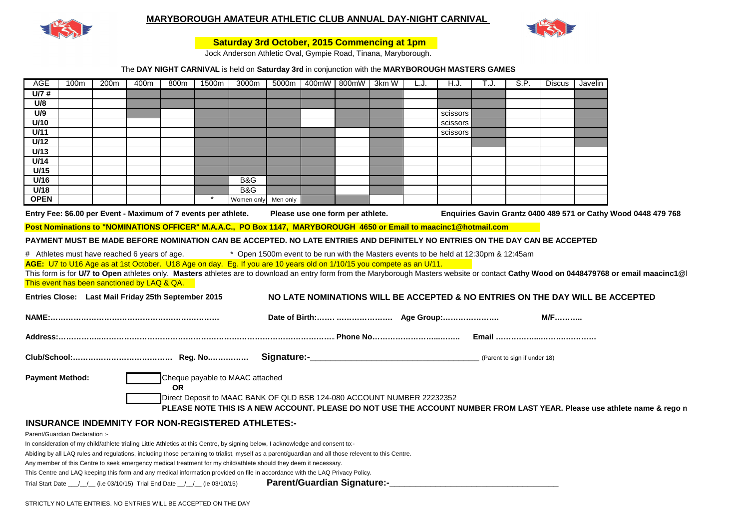## MARYBOROUGH AMATEUR ATHLETIC CLUB ANNUAL DAY-NIGHT CARNIVAL

**Saturday 3rd October, 2015 Commencing at 1pm**

Jock Anderson Athletic Oval, Gympie Road, Tinana, Maryborough.

The **DAY NIGHT CARNIVAL** is held on **Saturday 3rd** in conjunction with the **MARYBOROUGH MASTERS GAMES**

| AGE | 100m | 200m | 400m | 800m | 1500m | 3000m | 5000m | 400mW | 800mW | 3km W | L.J. | H.J. | T.J. | S.P. | Discus | Javelin |
|---|---|---|---|---|---|---|---|---|---|---|---|---|---|---|---|---|
| U/7 # | | | | | | | | | | | | | | | | |
| U/8 | | | | | | | | | | | | | | | | |
| U/9 | | | | | | | | | | | | scissors | | | | |
| U/10 | | | | | | | | | | | | scissors | | | | |
| U/11 | | | | | | | | | | | | scissors | | | | |
| U/12 | | | | | | | | | | | | | | | | |
| U/13 | | | | | | | | | | | | | | | | |
| U/14 | | | | | | | | | | | | | | | | |
| U/15 | | | | | | | | | | | | | | | | |
| U/16 | | | | | | B&G | | | | | | | | | | |
| U/18 | | | | | | B&G | | | | | | | | | | |
| OPEN | | | | | * | Women only | Men only | | | | | | | | | |

**Entry Fee: $6.00 per Event - Maximum of 7 events per athlete.** **Please use one form per athlete.** **Enquiries Gavin Grantz 0400 489 571 or Cathy Wood 0448 479 768**

**Post Nominations to "NOMINATIONS OFFICER" M.A.A.C., PO Box 1147, MARYBOROUGH 4650 or Email to maacinc1@hotmail.com**

**PAYMENT MUST BE MADE BEFORE NOMINATION CAN BE ACCEPTED. NO LATE ENTRIES AND DEFINITELY NO ENTRIES ON THE DAY CAN BE ACCEPTED**

# Athletes must have reached 6 years of age. * Open 1500m event to be run with the Masters events to be held at 12:30pm & 12:45am

**AGE:** U7 to U16 Age as at 1st October. U18 Age on day. Eg. If you are 10 years old on 1/10/15 you compete as an U/11.

This form is for **U/7 to Open** athletes only. **Masters** athletes are to download an entry form from the Maryborough Masters website or contact **Cathy Wood on 0448479768 or email maacinc1@**

This event has been sanctioned by LAQ & QA.

**Entries Close: Last Mail Friday 25th September 2015**

**NO LATE NOMINATIONS WILL BE ACCEPTED & NO ENTRIES ON THE DAY WILL BE ACCEPTED**

**NAME:…………………………………………………………** **Date of Birth:……. …………………** **Age Group:…………………** **M/F………..**

**Address:……………..…………………………………………………………………………… Phone No……………………..…….. Email ……………..…………………**

**Club/School:………………………………… Reg. No……………** **Signature:-\_\_\_\_\_\_\_\_\_\_\_\_\_\_\_\_\_\_\_\_\_\_\_\_\_\_\_\_\_\_\_\_\_\_\_\_\_** (Parent to sign if under 18)

**Payment Method:**

☐ Cheque payable to MAAC attached

**OR**

☐ Direct Deposit to MAAC BANK OF QLD BSB 124-080 ACCOUNT NUMBER 22232352

**PLEASE NOTE THIS IS A NEW ACCOUNT. PLEASE DO NOT USE THE ACCOUNT NUMBER FROM LAST YEAR. Please use athlete name & rego n**

### INSURANCE INDEMNITY FOR NON-REGISTERED ATHLETES:-

Parent/Guardian Declaration :-

In consideration of my child/athlete trialing Little Athletics at this Centre, by signing below, I acknowledge and consent to:-

Abiding by all LAQ rules and regulations, including those pertaining to trialist, myself as a parent/guardian and all those relevant to this Centre.

Any member of this Centre to seek emergency medical treatment for my child/athlete should they deem it necessary.

This Centre and LAQ keeping this form and any medical information provided on file in accordance with the LAQ Privacy Policy.

Trial Start Date \_\_\_/\_\_/\_\_ (i.e 03/10/15) Trial End Date \_\_/\_\_/\_\_ (ie 03/10/15) **Parent/Guardian Signature:-\_\_\_\_\_\_\_\_\_\_\_\_\_\_\_\_\_\_\_\_\_\_\_\_\_\_\_\_\_\_\_\_\_\_\_**

STRICTLY NO LATE ENTRIES. NO ENTRIES WILL BE ACCEPTED ON THE DAY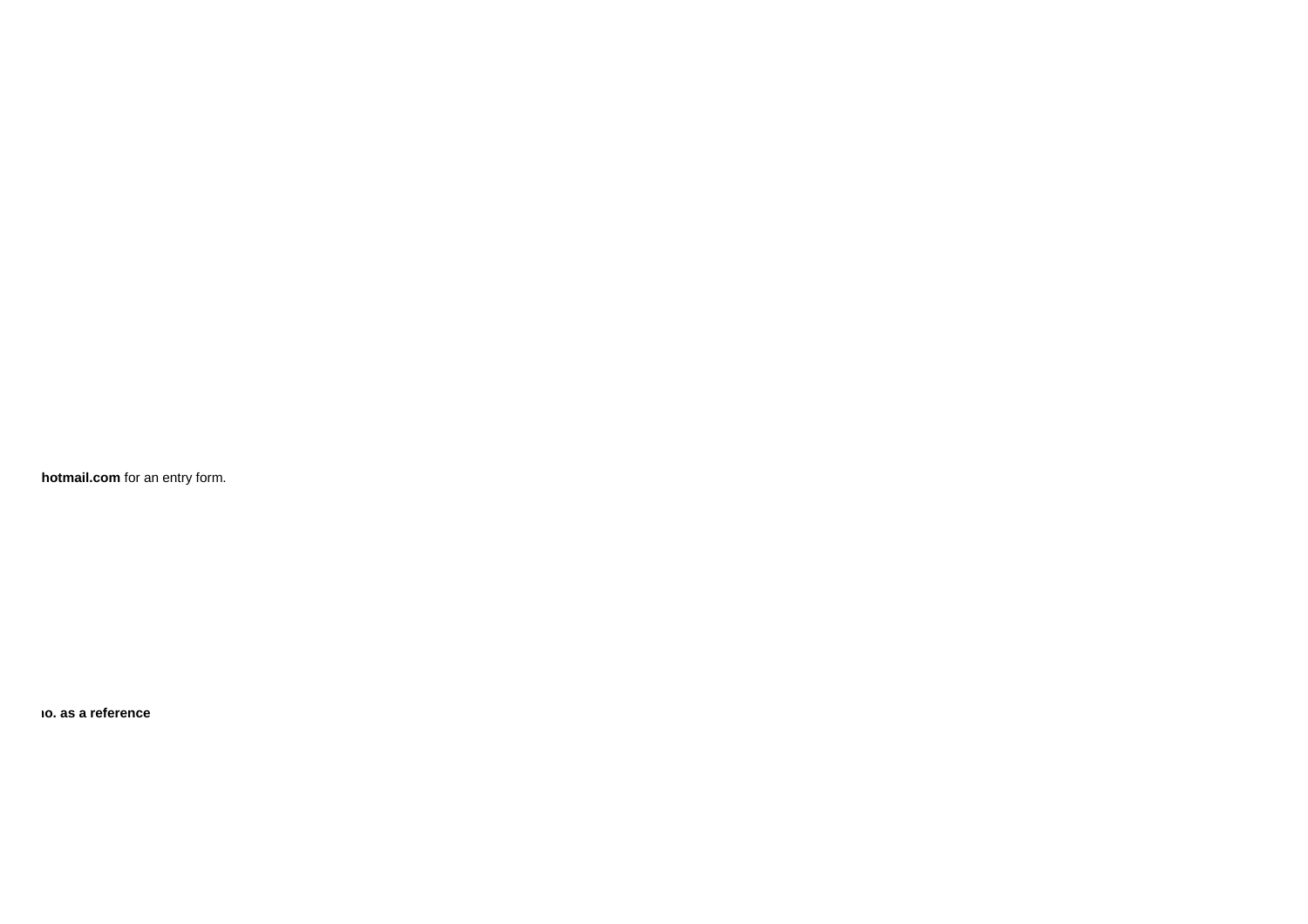**hotmail.com** for an entry form.

**ıo. as a reference**